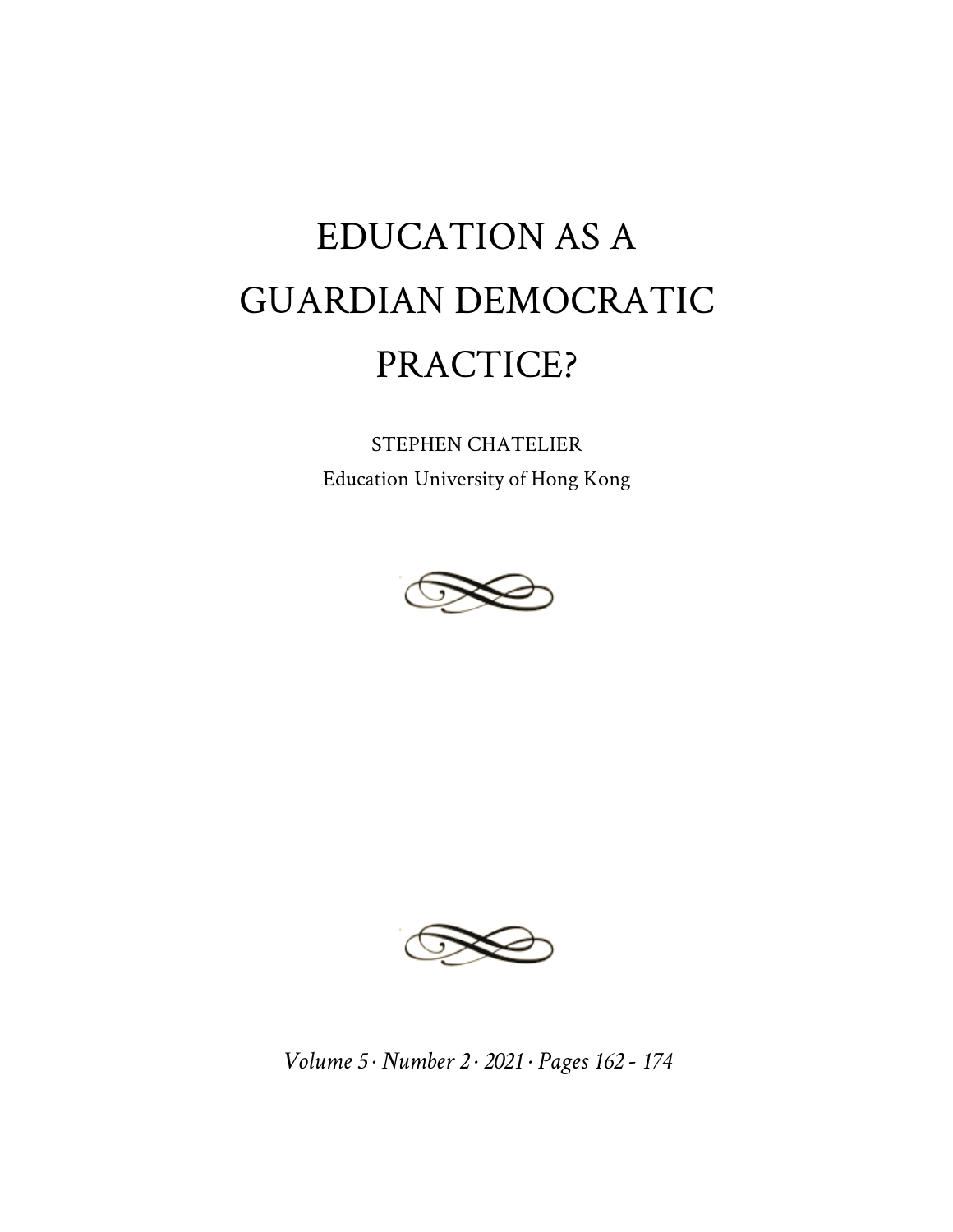# EDUCATION AS A GUARDIAN DEMOCRATIC PRACTICE?

STEPHEN CHATELIER
Education University of Hong Kong

*Volume 5 · Number 2 · 2021 · Pages 162 - 174*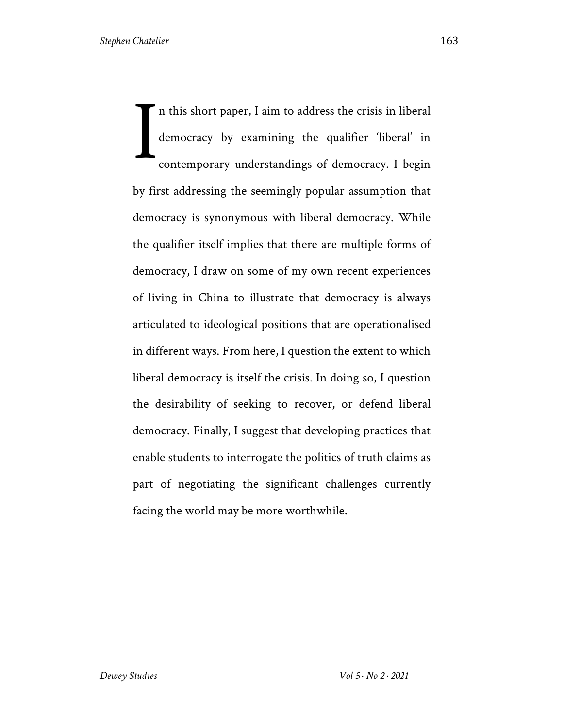In this short paper, I aim to address the crisis in liberal democracy by examining the qualifier 'liberal' in contemporary understandings of democracy. I begin by first addressing the seemingly popular assumption that democracy is synonymous with liberal democracy. While the qualifier itself implies that there are multiple forms of democracy, I draw on some of my own recent experiences of living in China to illustrate that democracy is always articulated to ideological positions that are operationalised in different ways. From here, I question the extent to which liberal democracy is itself the crisis. In doing so, I question the desirability of seeking to recover, or defend liberal democracy. Finally, I suggest that developing practices that enable students to interrogate the politics of truth claims as part of negotiating the significant challenges currently facing the world may be more worthwhile.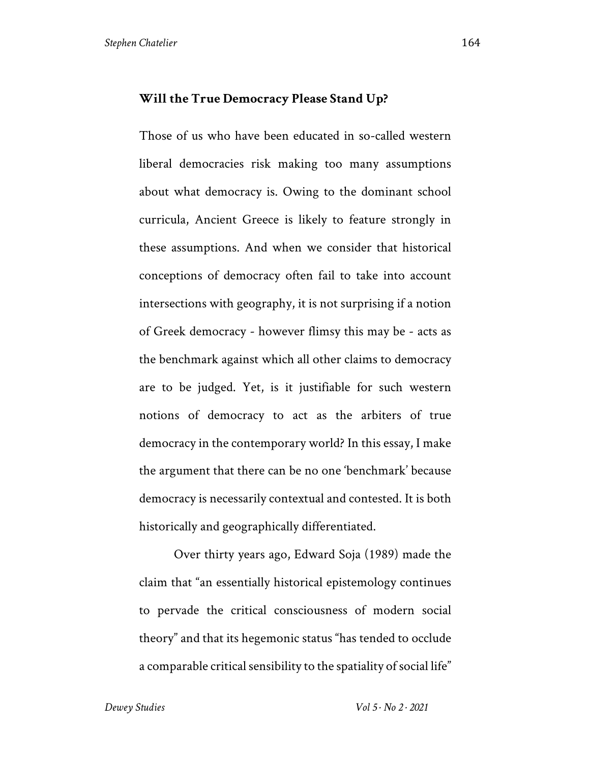## Will the True Democracy Please Stand Up?

Those of us who have been educated in so-called western liberal democracies risk making too many assumptions about what democracy is. Owing to the dominant school curricula, Ancient Greece is likely to feature strongly in these assumptions. And when we consider that historical conceptions of democracy often fail to take into account intersections with geography, it is not surprising if a notion of Greek democracy - however flimsy this may be - acts as the benchmark against which all other claims to democracy are to be judged. Yet, is it justifiable for such western notions of democracy to act as the arbiters of true democracy in the contemporary world? In this essay, I make the argument that there can be no one 'benchmark' because democracy is necessarily contextual and contested. It is both historically and geographically differentiated.

Over thirty years ago, Edward Soja (1989) made the claim that "an essentially historical epistemology continues to pervade the critical consciousness of modern social theory" and that its hegemonic status "has tended to occlude a comparable critical sensibility to the spatiality of social life"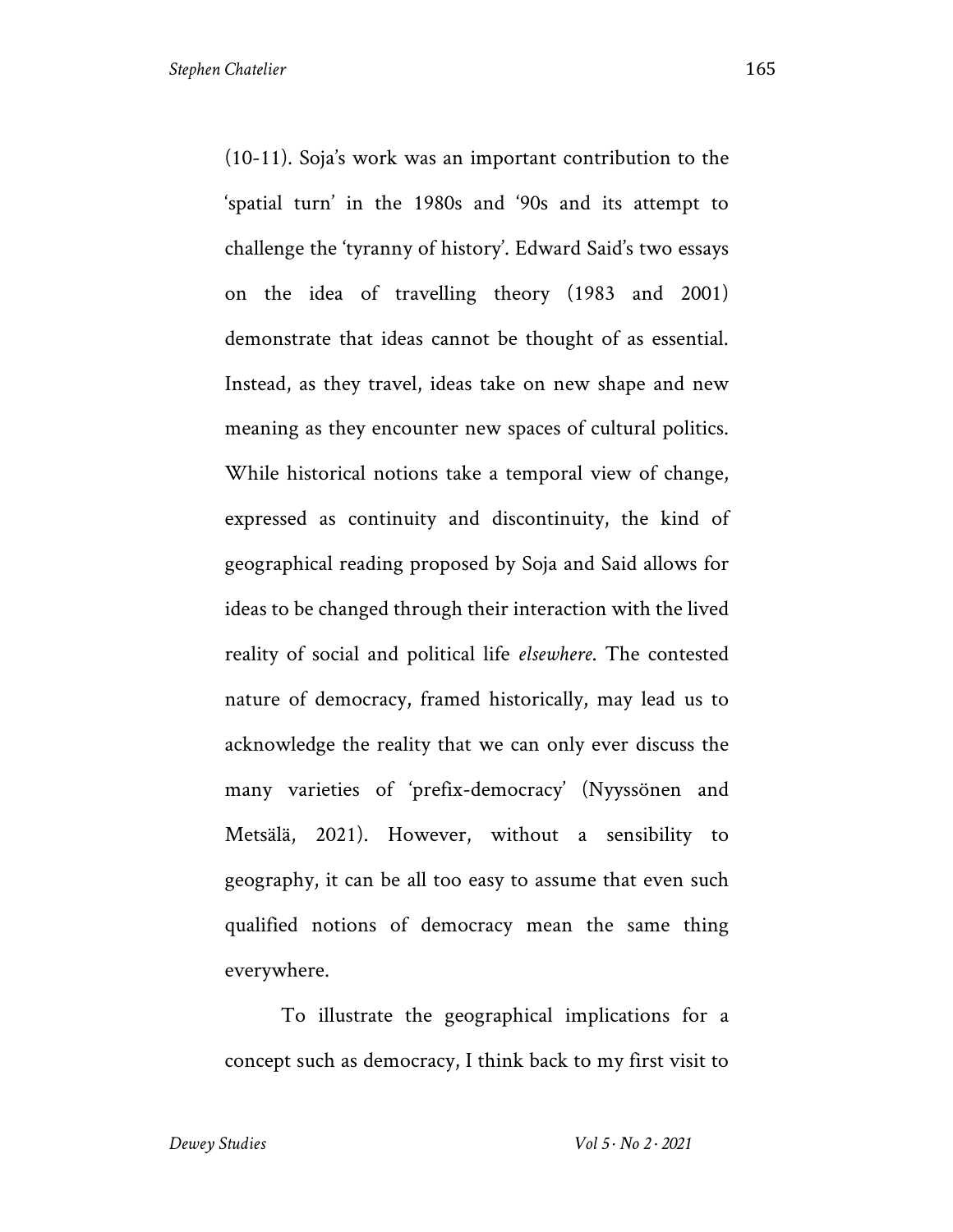(10-11). Soja's work was an important contribution to the 'spatial turn' in the 1980s and '90s and its attempt to challenge the 'tyranny of history'. Edward Said's two essays on the idea of travelling theory (1983 and 2001) demonstrate that ideas cannot be thought of as essential. Instead, as they travel, ideas take on new shape and new meaning as they encounter new spaces of cultural politics. While historical notions take a temporal view of change, expressed as continuity and discontinuity, the kind of geographical reading proposed by Soja and Said allows for ideas to be changed through their interaction with the lived reality of social and political life *elsewhere*. The contested nature of democracy, framed historically, may lead us to acknowledge the reality that we can only ever discuss the many varieties of 'prefix-democracy' (Nyyssönen and Metsälä, 2021). However, without a sensibility to geography, it can be all too easy to assume that even such qualified notions of democracy mean the same thing everywhere.

To illustrate the geographical implications for a concept such as democracy, I think back to my first visit to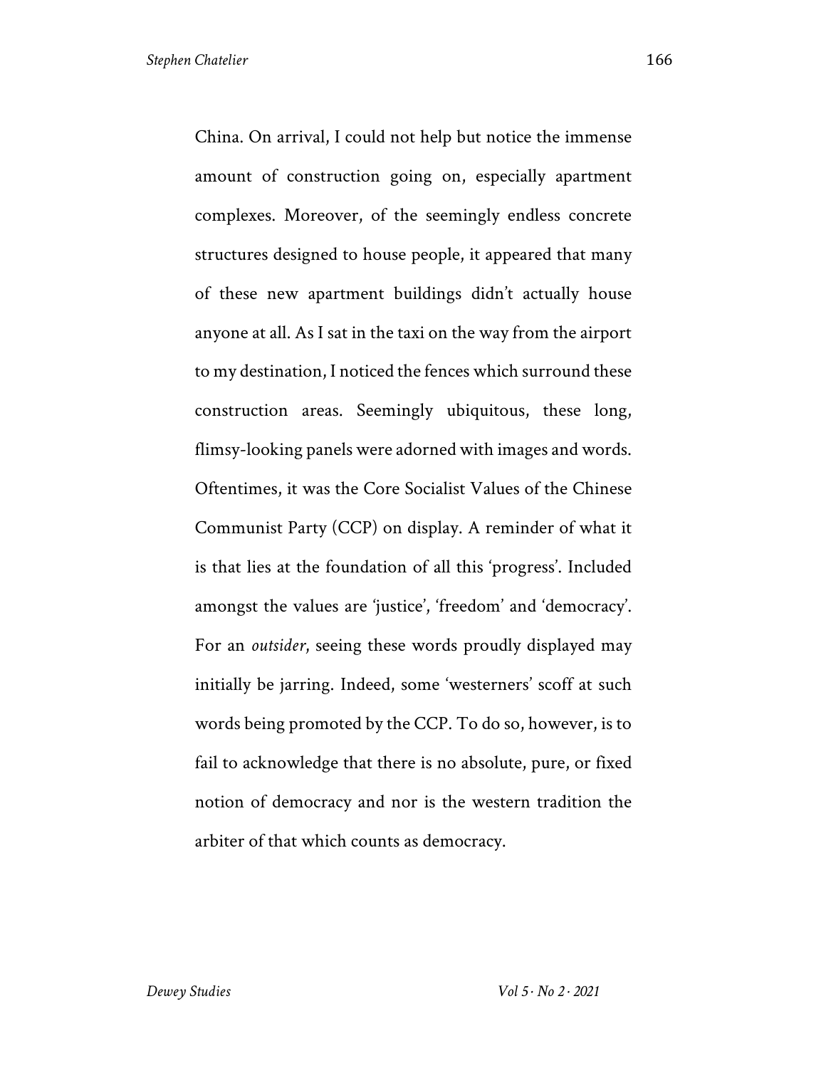China. On arrival, I could not help but notice the immense amount of construction going on, especially apartment complexes. Moreover, of the seemingly endless concrete structures designed to house people, it appeared that many of these new apartment buildings didn't actually house anyone at all. As I sat in the taxi on the way from the airport to my destination, I noticed the fences which surround these construction areas. Seemingly ubiquitous, these long, flimsy-looking panels were adorned with images and words. Oftentimes, it was the Core Socialist Values of the Chinese Communist Party (CCP) on display. A reminder of what it is that lies at the foundation of all this 'progress'. Included amongst the values are 'justice', 'freedom' and 'democracy'. For an *outsider*, seeing these words proudly displayed may initially be jarring. Indeed, some 'westerners' scoff at such words being promoted by the CCP. To do so, however, is to fail to acknowledge that there is no absolute, pure, or fixed notion of democracy and nor is the western tradition the arbiter of that which counts as democracy.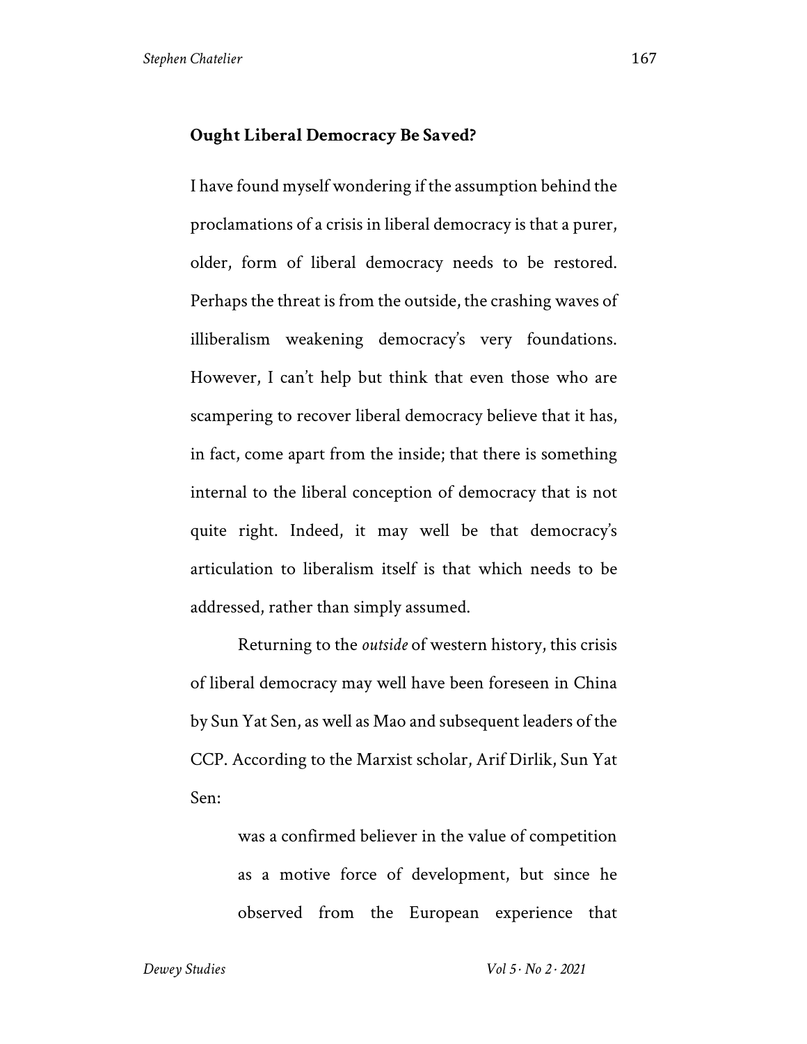**Ought Liberal Democracy Be Saved?**

I have found myself wondering if the assumption behind the proclamations of a crisis in liberal democracy is that a purer, older, form of liberal democracy needs to be restored. Perhaps the threat is from the outside, the crashing waves of illiberalism weakening democracy's very foundations. However, I can't help but think that even those who are scampering to recover liberal democracy believe that it has, in fact, come apart from the inside; that there is something internal to the liberal conception of democracy that is not quite right. Indeed, it may well be that democracy's articulation to liberalism itself is that which needs to be addressed, rather than simply assumed.

Returning to the *outside* of western history, this crisis of liberal democracy may well have been foreseen in China by Sun Yat Sen, as well as Mao and subsequent leaders of the CCP. According to the Marxist scholar, Arif Dirlik, Sun Yat Sen:

> was a confirmed believer in the value of competition as a motive force of development, but since he observed from the European experience that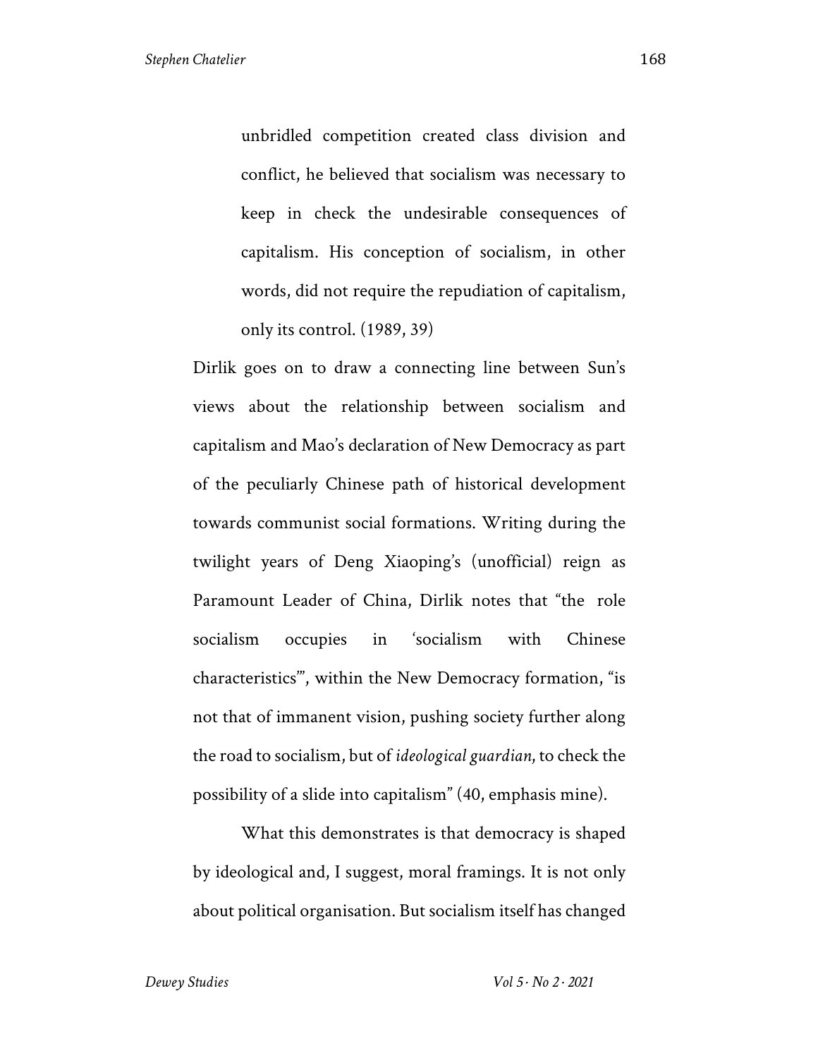> unbridled competition created class division and conflict, he believed that socialism was necessary to keep in check the undesirable consequences of capitalism. His conception of socialism, in other words, did not require the repudiation of capitalism, only its control. (1989, 39)

Dirlik goes on to draw a connecting line between Sun's views about the relationship between socialism and capitalism and Mao's declaration of New Democracy as part of the peculiarly Chinese path of historical development towards communist social formations. Writing during the twilight years of Deng Xiaoping's (unofficial) reign as Paramount Leader of China, Dirlik notes that "the role socialism occupies in 'socialism with Chinese characteristics'", within the New Democracy formation, "is not that of immanent vision, pushing society further along the road to socialism, but of *ideological guardian*, to check the possibility of a slide into capitalism" (40, emphasis mine).

What this demonstrates is that democracy is shaped by ideological and, I suggest, moral framings. It is not only about political organisation. But socialism itself has changed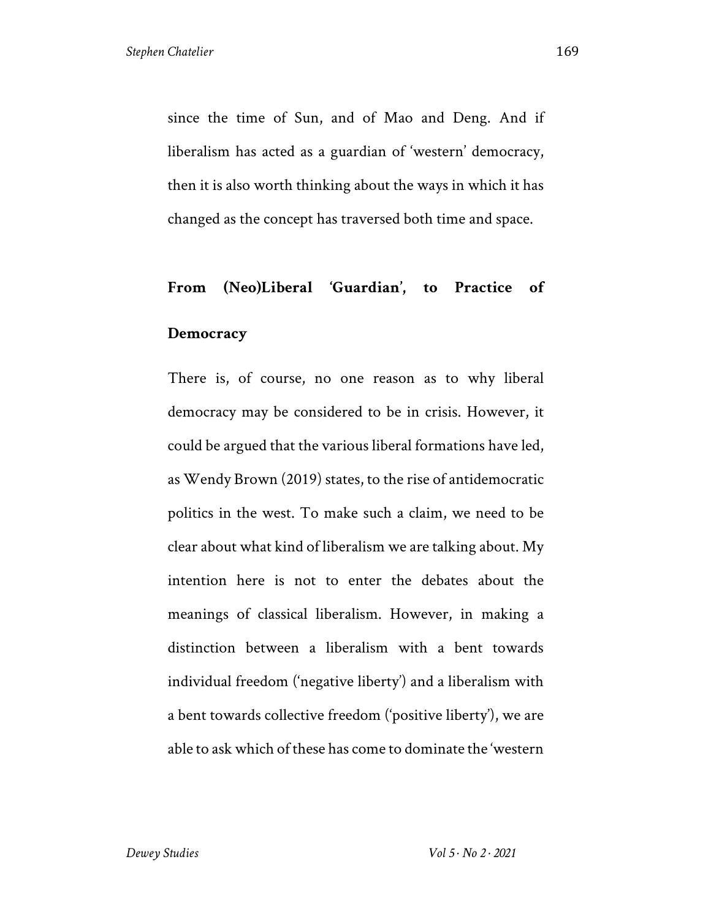since the time of Sun, and of Mao and Deng. And if liberalism has acted as a guardian of 'western' democracy, then it is also worth thinking about the ways in which it has changed as the concept has traversed both time and space.

## From (Neo)Liberal 'Guardian', to Practice of Democracy

There is, of course, no one reason as to why liberal democracy may be considered to be in crisis. However, it could be argued that the various liberal formations have led, as Wendy Brown (2019) states, to the rise of antidemocratic politics in the west. To make such a claim, we need to be clear about what kind of liberalism we are talking about. My intention here is not to enter the debates about the meanings of classical liberalism. However, in making a distinction between a liberalism with a bent towards individual freedom ('negative liberty') and a liberalism with a bent towards collective freedom ('positive liberty'), we are able to ask which of these has come to dominate the 'western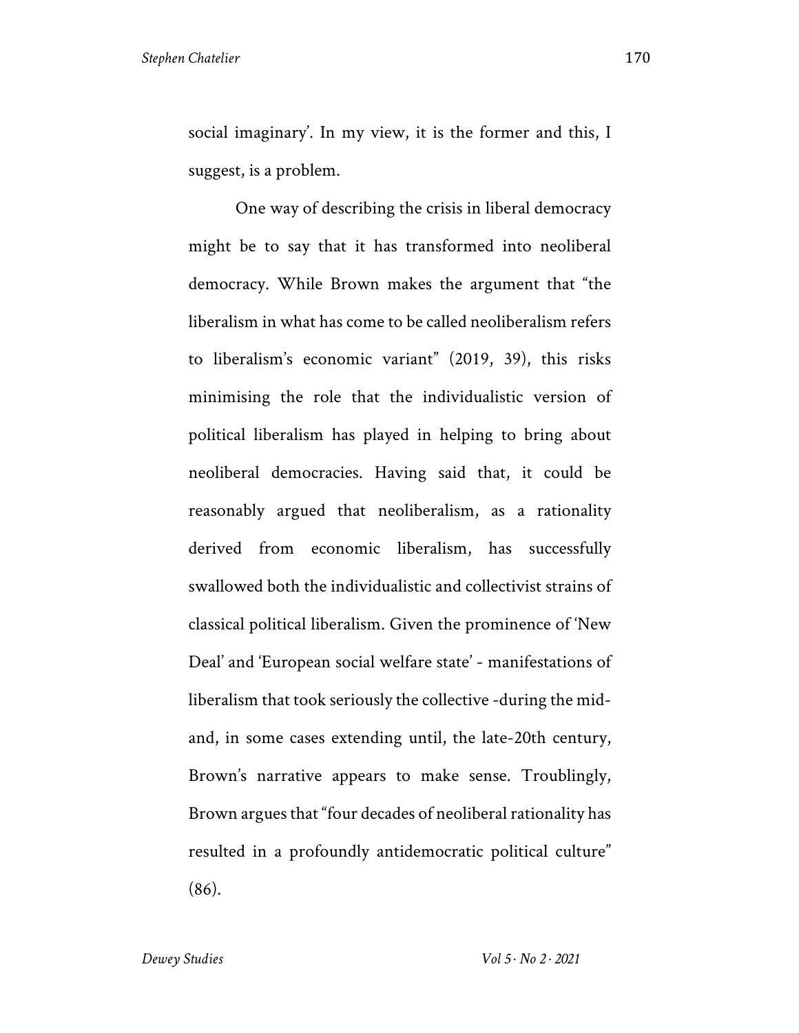social imaginary'. In my view, it is the former and this, I suggest, is a problem.

One way of describing the crisis in liberal democracy might be to say that it has transformed into neoliberal democracy. While Brown makes the argument that "the liberalism in what has come to be called neoliberalism refers to liberalism's economic variant" (2019, 39), this risks minimising the role that the individualistic version of political liberalism has played in helping to bring about neoliberal democracies. Having said that, it could be reasonably argued that neoliberalism, as a rationality derived from economic liberalism, has successfully swallowed both the individualistic and collectivist strains of classical political liberalism. Given the prominence of 'New Deal' and 'European social welfare state' - manifestations of liberalism that took seriously the collective -during the mid- and, in some cases extending until, the late-20th century, Brown's narrative appears to make sense. Troublingly, Brown argues that "four decades of neoliberal rationality has resulted in a profoundly antidemocratic political culture" (86).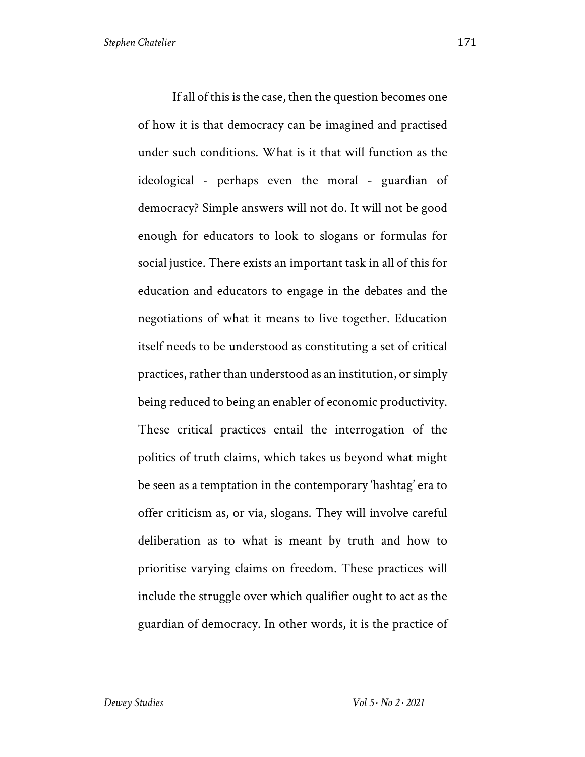If all of this is the case, then the question becomes one of how it is that democracy can be imagined and practised under such conditions. What is it that will function as the ideological - perhaps even the moral - guardian of democracy? Simple answers will not do. It will not be good enough for educators to look to slogans or formulas for social justice. There exists an important task in all of this for education and educators to engage in the debates and the negotiations of what it means to live together. Education itself needs to be understood as constituting a set of critical practices, rather than understood as an institution, or simply being reduced to being an enabler of economic productivity. These critical practices entail the interrogation of the politics of truth claims, which takes us beyond what might be seen as a temptation in the contemporary 'hashtag' era to offer criticism as, or via, slogans. They will involve careful deliberation as to what is meant by truth and how to prioritise varying claims on freedom. These practices will include the struggle over which qualifier ought to act as the guardian of democracy. In other words, it is the practice of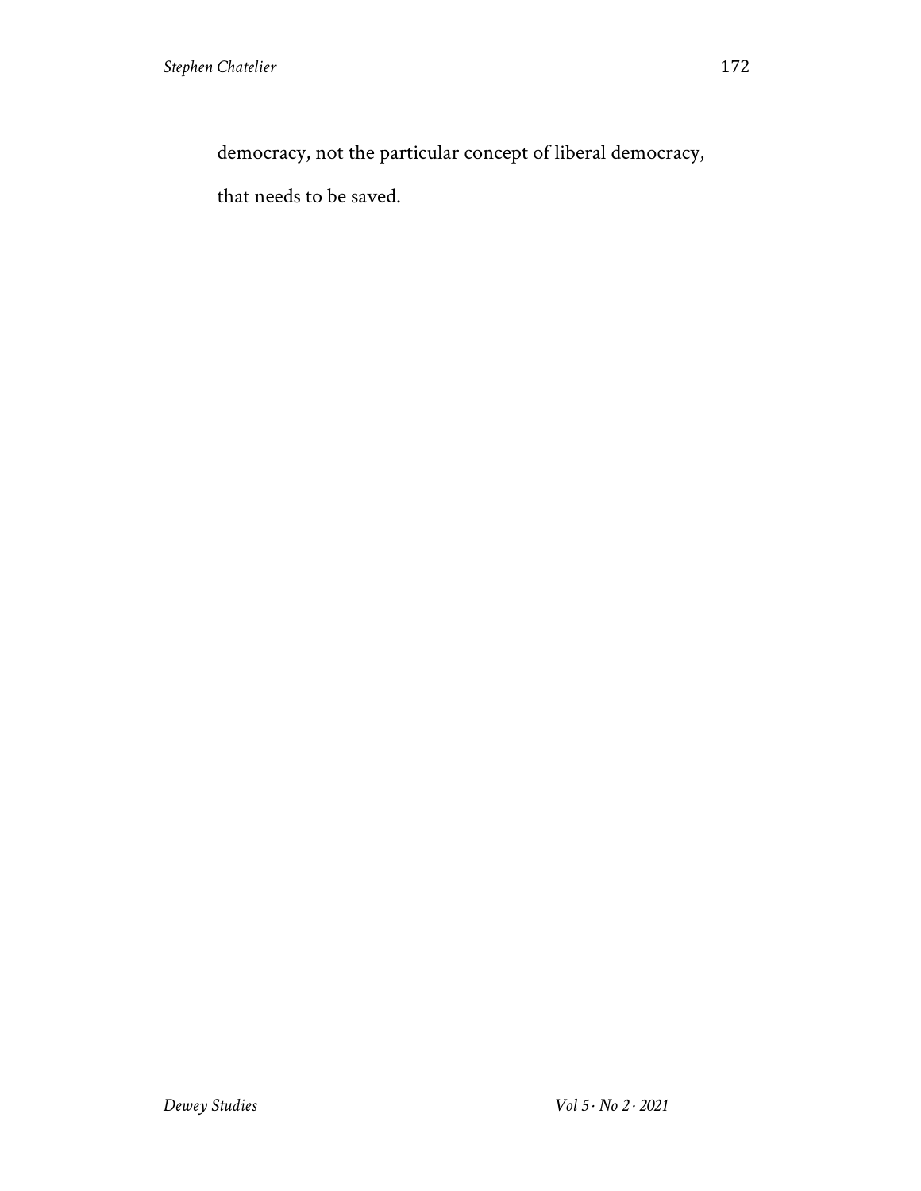democracy, not the particular concept of liberal democracy, that needs to be saved.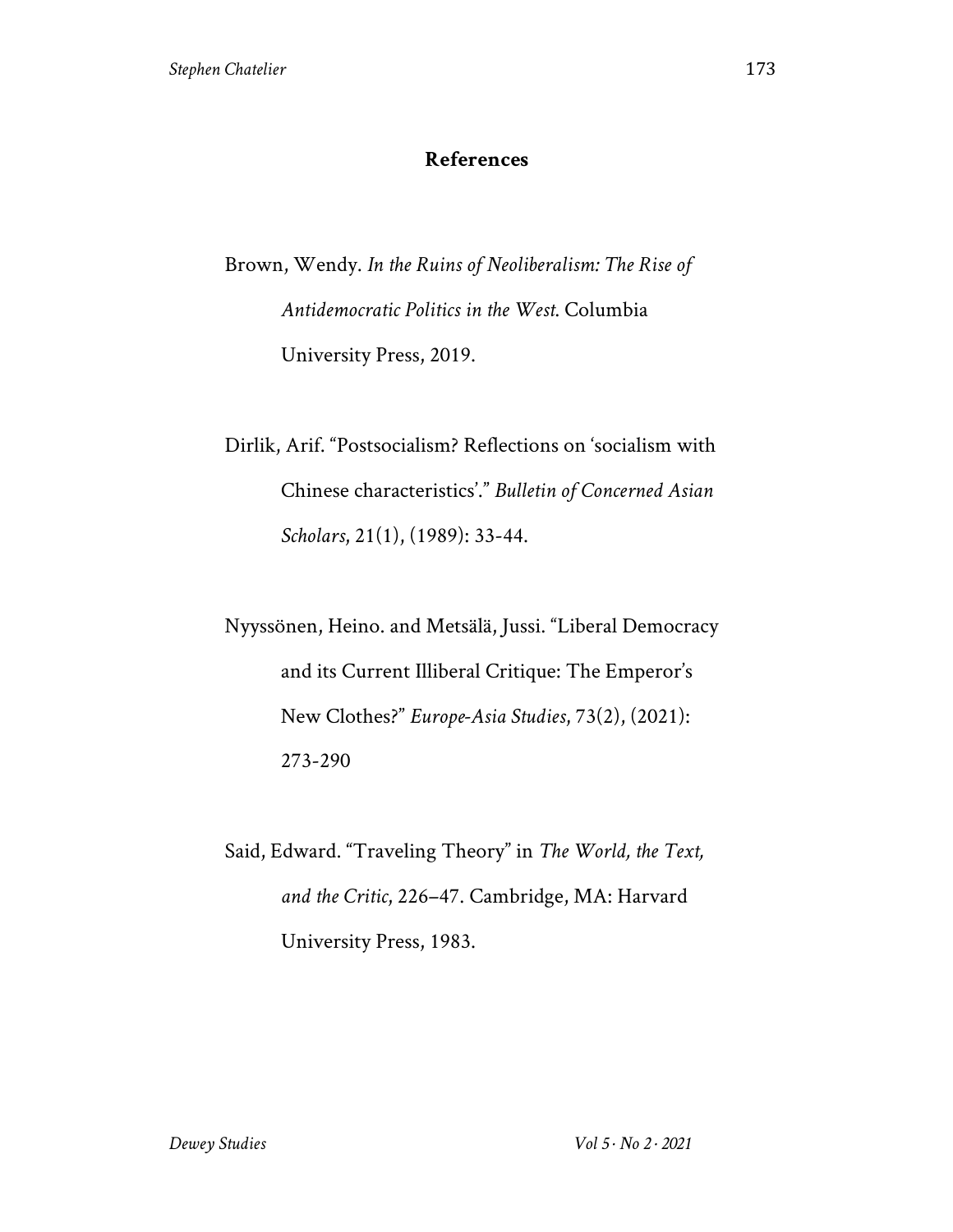## References

Brown, Wendy. *In the Ruins of Neoliberalism: The Rise of Antidemocratic Politics in the West.* Columbia University Press, 2019.

Dirlik, Arif. "Postsocialism? Reflections on 'socialism with Chinese characteristics'." *Bulletin of Concerned Asian Scholars*, 21(1), (1989): 33-44.

Nyyssönen, Heino. and Metsälä, Jussi. "Liberal Democracy and its Current Illiberal Critique: The Emperor's New Clothes?" *Europe-Asia Studies*, 73(2), (2021): 273-290

Said, Edward. "Traveling Theory" in *The World, the Text, and the Critic*, 226–47. Cambridge, MA: Harvard University Press, 1983.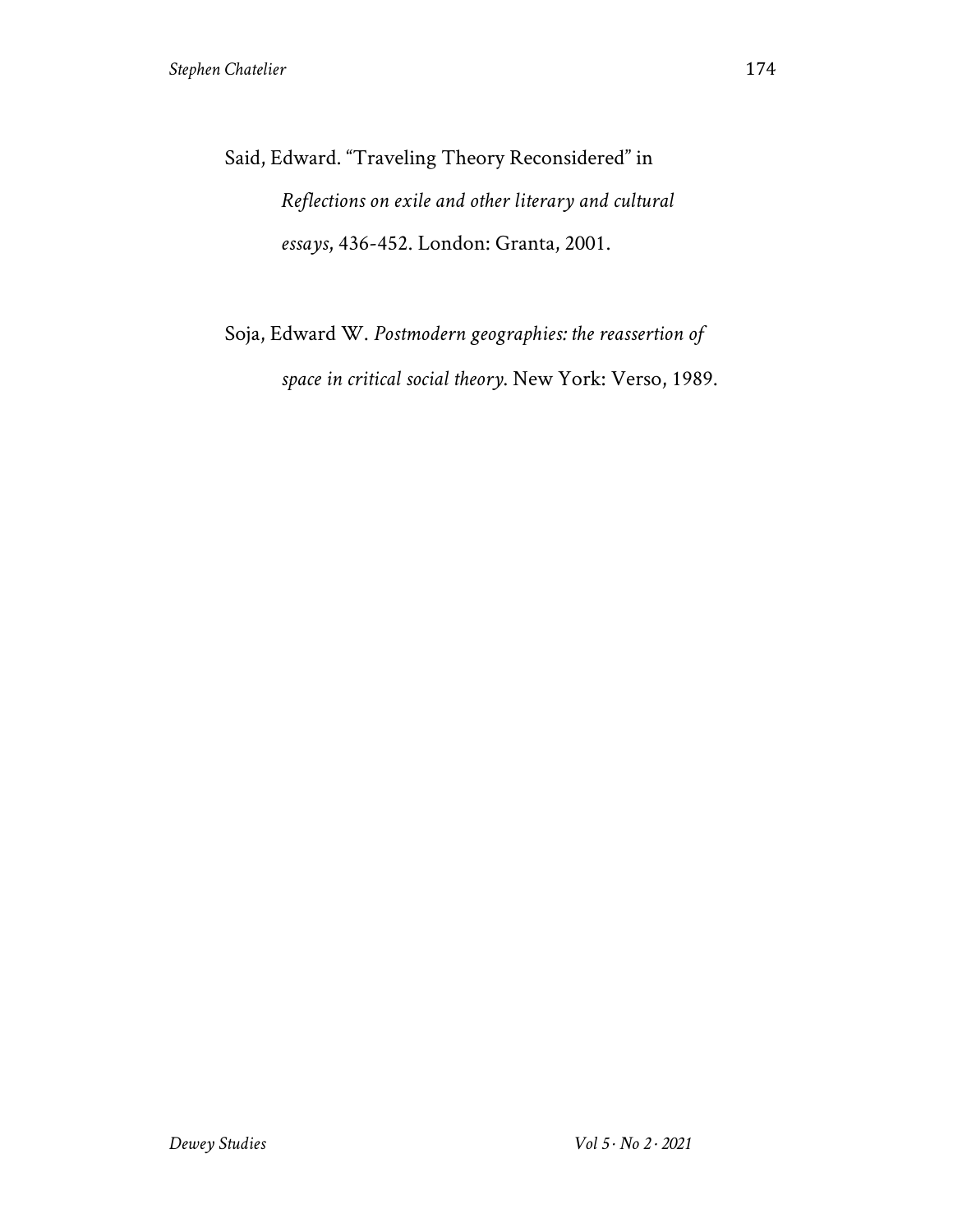Said, Edward. "Traveling Theory Reconsidered" in *Reflections on exile and other literary and cultural essays*, 436-452. London: Granta, 2001.

Soja, Edward W. *Postmodern geographies: the reassertion of space in critical social theory*. New York: Verso, 1989.